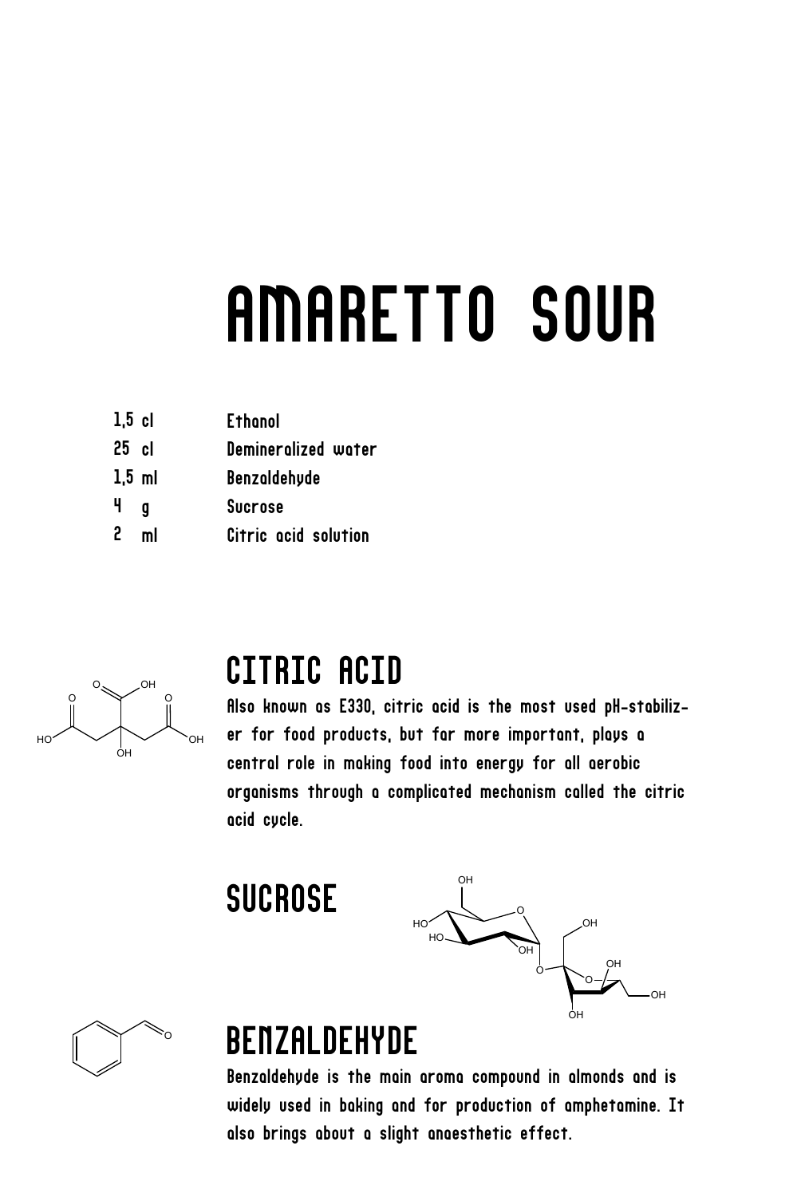# AMARETTO SOUR

| | |
|---|---|
| 1,5 cl | Ethanol |
| 25 cl | Demineralized water |
| 1,5 ml | Benzaldehyde |
| 4 g | Sucrose |
| 2 ml | Citric acid solution |

## CITRIC ACID

Also known as E330, citric acid is the most used pH-stabilizer for food products, but far more important, plays a central role in making food into energy for all aerobic organisms through a complicated mechanism called the citric acid cycle.

## SUCROSE

## BENZALDEHYDE

Benzaldehyde is the main aroma compound in almonds and is widely used in baking and for production of amphetamine. It also brings about a slight anaesthetic effect.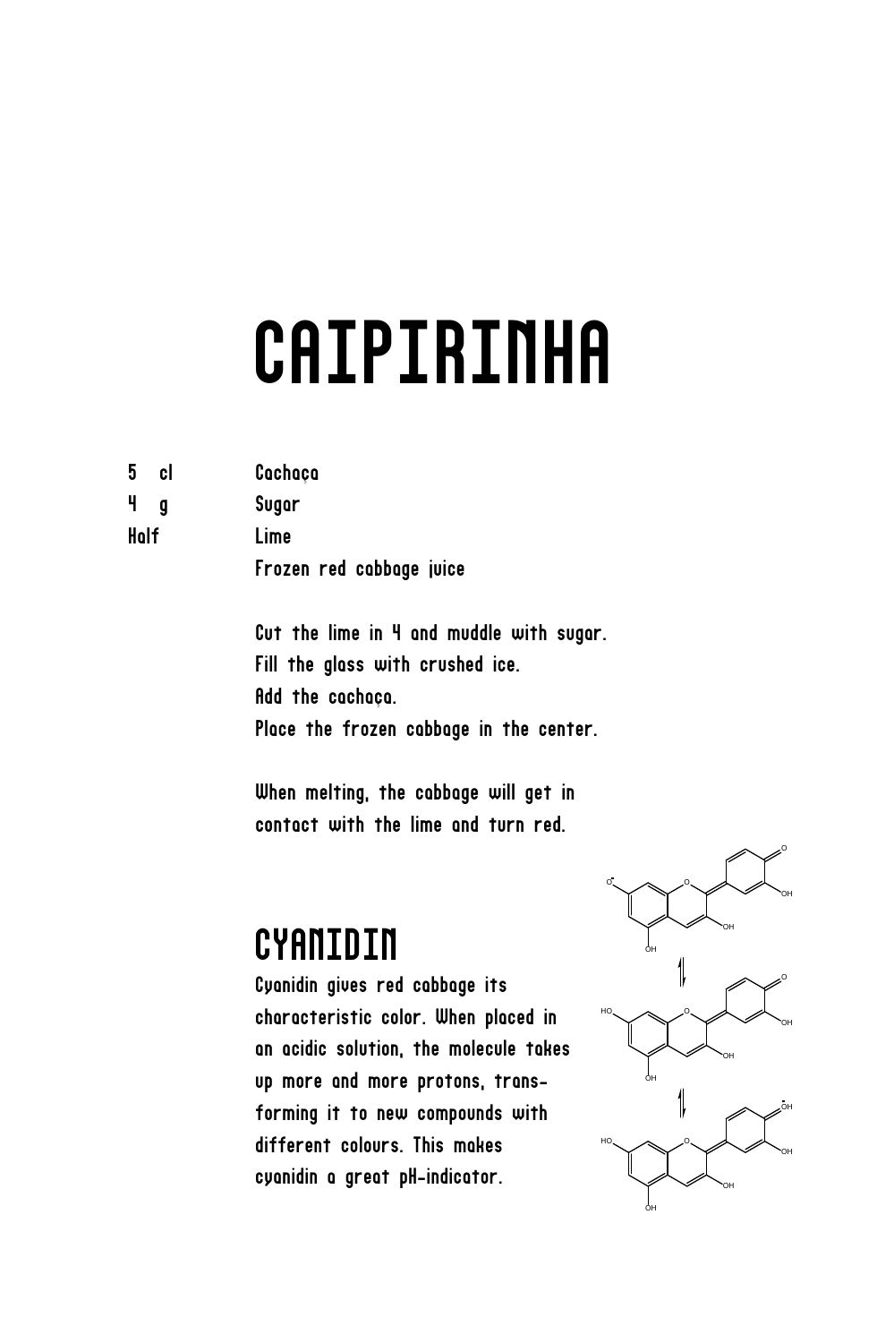# CAIPIRINHA

| | |
|---|---|
| 5 cl | Cachaça |
| 4 g | Sugar |
| Half | Lime |
| | Frozen red cabbage juice |

Cut the lime in 4 and muddle with sugar.
Fill the glass with crushed ice.
Add the cachaça.
Place the frozen cabbage in the center.

When melting, the cabbage will get in contact with the lime and turn red.

## CYANIDIN

Cyanidin gives red cabbage its characteristic color. When placed in an acidic solution, the molecule takes up more and more protons, transforming it to new compounds with different colours. This makes cyanidin a great pH-indicator.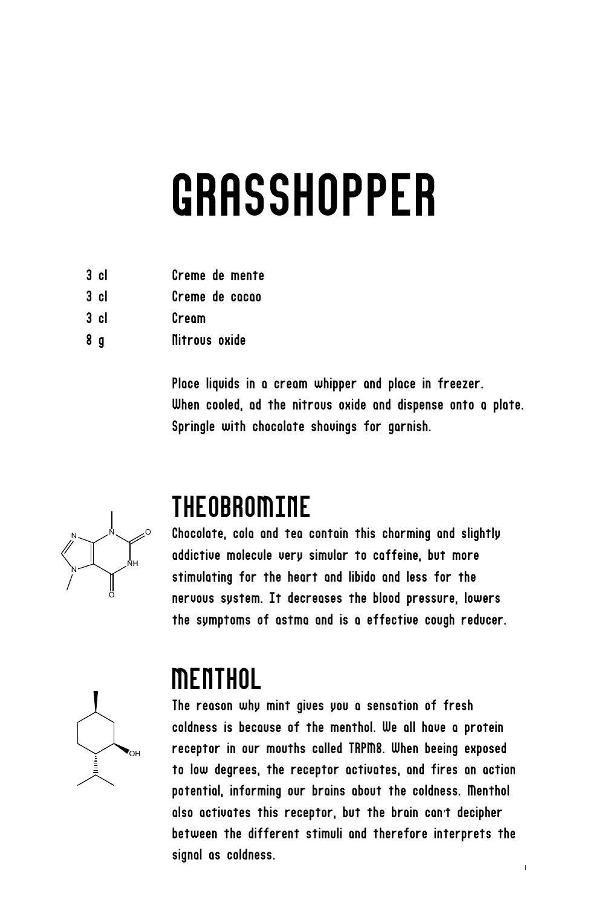# GRASSHOPPER

| | |
|---|---|
| 3 cl | Creme de mente |
| 3 cl | Creme de cacao |
| 3 cl | Cream |
| 8 g | Nitrous oxide |

Place liquids in a cream whipper and place in freezer.
When cooled, ad the nitrous oxide and dispense onto a plate.
Springle with chocolate shavings for garnish.

## THEOBROMINE

Chocolate, cola and tea contain this charming and slightly addictive molecule very simular to caffeine, but more stimulating for the heart and libido and less for the nervous system. It decreases the blood pressure, lowers the symptoms of astma and is a effective cough reducer.

## MENTHOL

The reason why mint gives you a sensation of fresh coldness is because of the menthol. We all have a protein receptor in our mouths called TRPM8. When beeing exposed to low degrees, the receptor activates, and fires an action potential, informing our brains about the coldness. Menthol also activates this receptor, but the brain can't decipher between the different stimuli and therefore interprets the signal as coldness.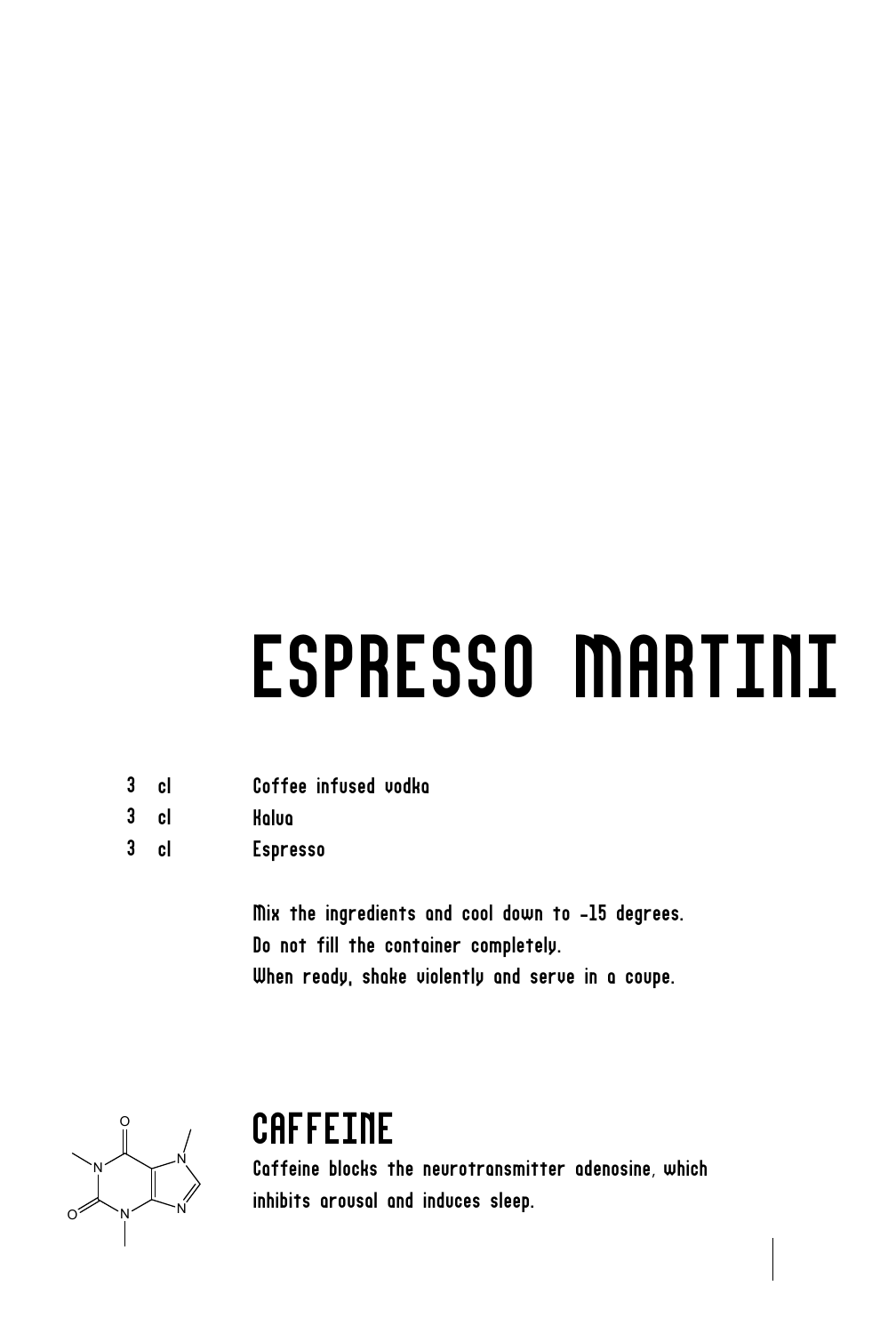# ESPRESSO MARTINI

| | | |
|---|---|---|
| 3 | cl | Coffee infused vodka |
| 3 | cl | Kalua |
| 3 | cl | Espresso |

Mix the ingredients and cool down to -15 degrees.
Do not fill the container completely.
When ready, shake violently and serve in a coupe.

## CAFFEINE

Caffeine blocks the neurotransmitter adenosine, which inhibits arousal and induces sleep.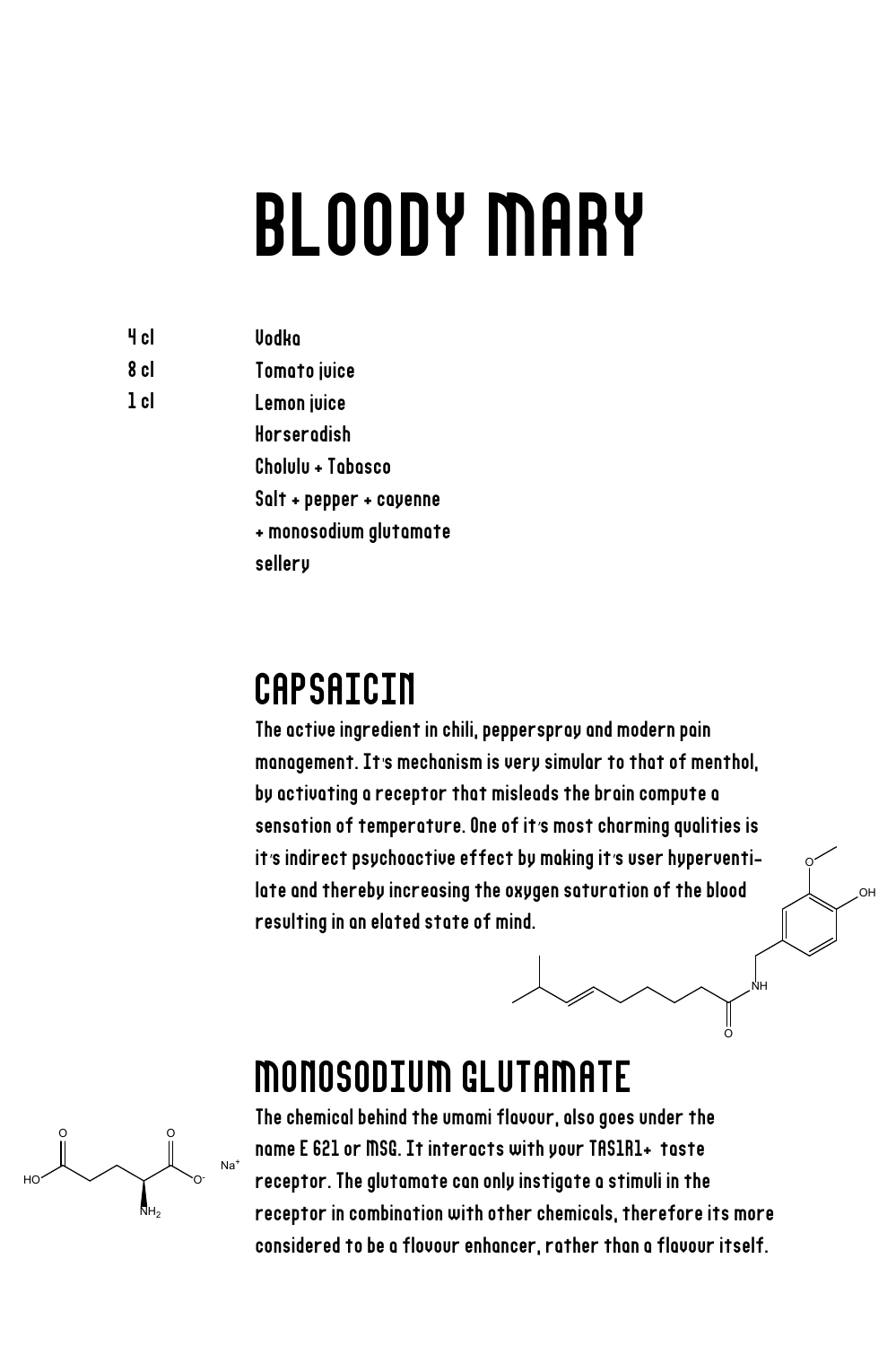# BLOODY MARY

| | |
|---|---|
| 4 cl | Vodka |
| 8 cl | Tomato juice |
| 1 cl | Lemon juice |
| | Horseradish |
| | Cholulu + Tabasco |
| | Salt + pepper + cayenne |
| | + monosodium glutamate |
| | sellery |

## CAPSAICIN

The active ingredient in chili, pepperspray and modern pain management. It's mechanism is very simular to that of menthol, by activating a receptor that misleads the brain compute a sensation of temperature. One of it's most charming qualities is it's indirect psychoactive effect by making it's user hyperventilate and thereby increasing the oxygen saturation of the blood resulting in an elated state of mind.

O
OH
NH
O

## MONOSODIUM GLUTAMATE

O
O
HO
$O^-$
$Na^+$
$NH_2$

The chemical behind the umami flavour, also goes under the name E 621 or MSG. It interacts with your TAS1R1+ taste receptor. The glutamate can only instigate a stimuli in the receptor in combination with other chemicals, therefore its more considered to be a flavour enhancer, rather than a flavour itself.